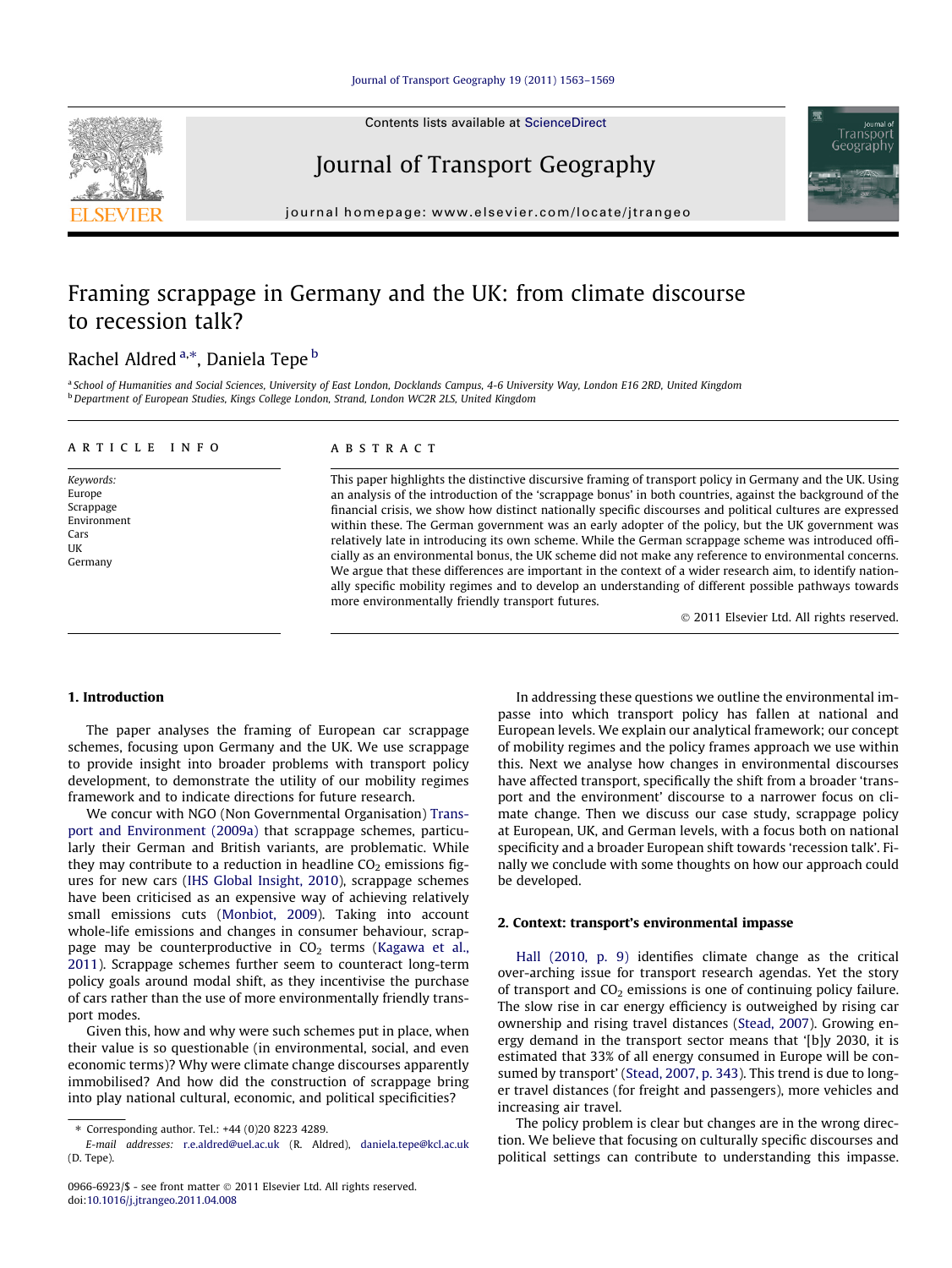# Framing scrappage in Germany and the UK: from climate discourse to recession talk?

Rachel Aldred [a,*], Daniela Tepe [b]

[a] School of Humanities and Social Sciences, University of East London, Docklands Campus, 4-6 University Way, London E16 2RD, United Kingdom
[b] Department of European Studies, Kings College London, Strand, London WC2R 2LS, United Kingdom

**ARTICLE INFO**

*Keywords:*
Europe
Scrappage
Environment
Cars
UK
Germany

**ABSTRACT**

This paper highlights the distinctive discursive framing of transport policy in Germany and the UK. Using an analysis of the introduction of the 'scrappage bonus' in both countries, against the background of the financial crisis, we show how distinct nationally specific discourses and political cultures are expressed within these. The German government was an early adopter of the policy, but the UK government was relatively late in introducing its own scheme. While the German scrappage scheme was introduced officially as an environmental bonus, the UK scheme did not make any reference to environmental concerns. We argue that these differences are important in the context of a wider research aim, to identify nationally specific mobility regimes and to develop an understanding of different possible pathways towards more environmentally friendly transport futures.

© 2011 Elsevier Ltd. All rights reserved.

## 1. Introduction

The paper analyses the framing of European car scrappage schemes, focusing upon Germany and the UK. We use scrappage to provide insight into broader problems with transport policy development, to demonstrate the utility of our mobility regimes framework and to indicate directions for future research.

We concur with NGO (Non Governmental Organisation) Transport and Environment (2009a) that scrappage schemes, particularly their German and British variants, are problematic. While they may contribute to a reduction in headline $CO_2$ emissions figures for new cars (IHS Global Insight, 2010), scrappage schemes have been criticised as an expensive way of achieving relatively small emissions cuts (Monbiot, 2009). Taking into account whole-life emissions and changes in consumer behaviour, scrappage may be counterproductive in $CO_2$ terms (Kagawa et al., 2011). Scrappage schemes further seem to counteract long-term policy goals around modal shift, as they incentivise the purchase of cars rather than the use of more environmentally friendly transport modes.

Given this, how and why were such schemes put in place, when their value is so questionable (in environmental, social, and even economic terms)? Why were climate change discourses apparently immobilised? And how did the construction of scrappage bring into play national cultural, economic, and political specificities?

In addressing these questions we outline the environmental impasse into which transport policy has fallen at national and European levels. We explain our analytical framework; our concept of mobility regimes and the policy frames approach we use within this. Next we analyse how changes in environmental discourses have affected transport, specifically the shift from a broader 'transport and the environment' discourse to a narrower focus on climate change. Then we discuss our case study, scrappage policy at European, UK, and German levels, with a focus both on national specificity and a broader European shift towards 'recession talk'. Finally we conclude with some thoughts on how our approach could be developed.

## 2. Context: transport's environmental impasse

Hall (2010, p. 9) identifies climate change as the critical over-arching issue for transport research agendas. Yet the story of transport and $CO_2$ emissions is one of continuing policy failure. The slow rise in car energy efficiency is outweighed by rising car ownership and rising travel distances (Stead, 2007). Growing energy demand in the transport sector means that '[b]y 2030, it is estimated that 33% of all energy consumed in Europe will be consumed by transport' (Stead, 2007, p. 343). This trend is due to longer travel distances (for freight and passengers), more vehicles and increasing air travel.

The policy problem is clear but changes are in the wrong direction. We believe that focusing on culturally specific discourses and political settings can contribute to understanding this impasse.

* Corresponding author. Tel.: +44 (0)20 8223 4289.
*E-mail addresses:* r.e.aldred@uel.ac.uk (R. Aldred), daniela.tepe@kcl.ac.uk (D. Tepe).

0966-6923/$ - see front matter © 2011 Elsevier Ltd. All rights reserved.
doi:10.1016/j.jtrangeo.2011.04.008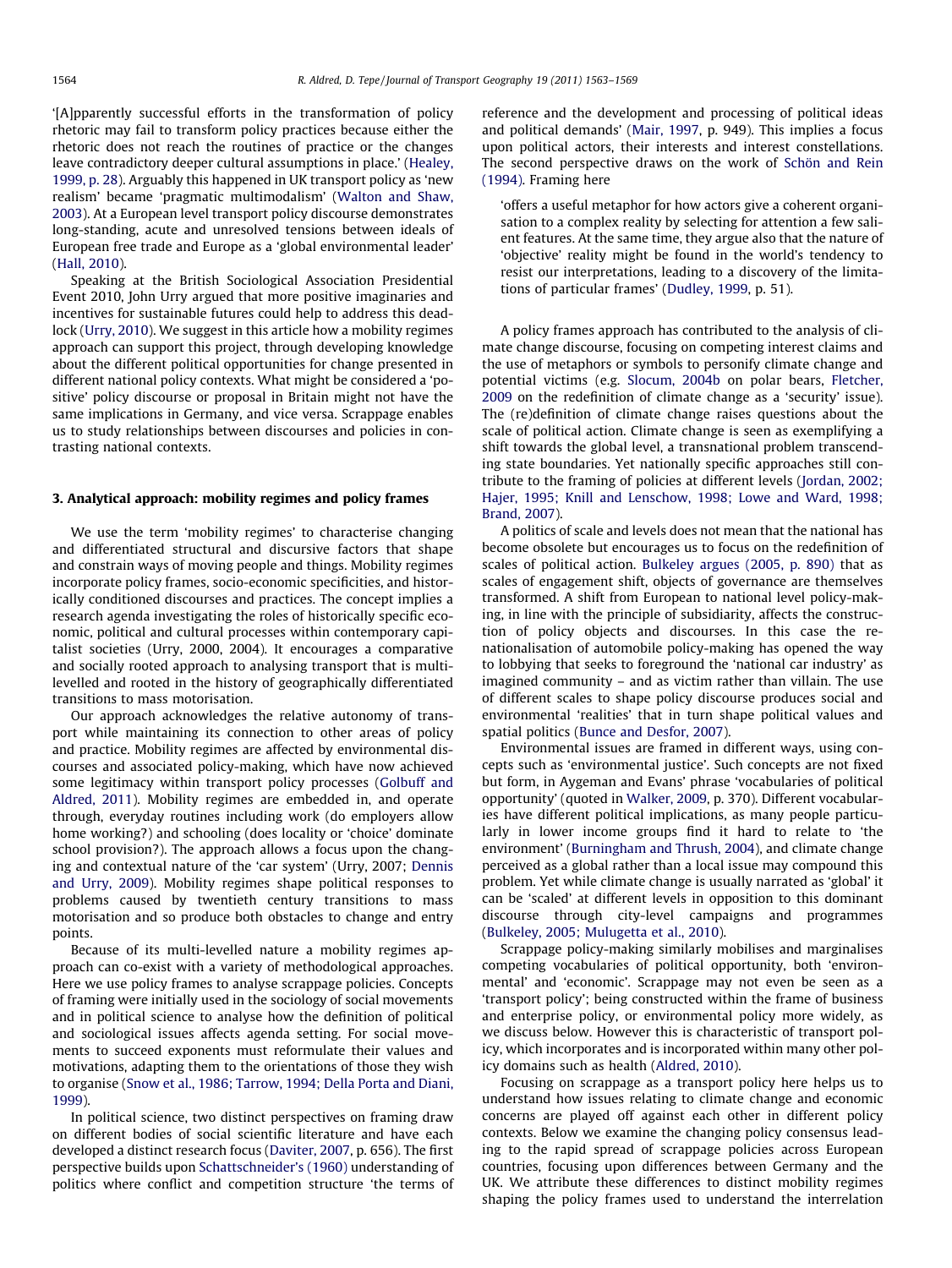'[A]pparently successful efforts in the transformation of policy rhetoric may fail to transform policy practices because either the rhetoric does not reach the routines of practice or the changes leave contradictory deeper cultural assumptions in place.' (Healey, 1999, p. 28). Arguably this happened in UK transport policy as 'new realism' became 'pragmatic multimodalism' (Walton and Shaw, 2003). At a European level transport policy discourse demonstrates long-standing, acute and unresolved tensions between ideals of European free trade and Europe as a 'global environmental leader' (Hall, 2010).

Speaking at the British Sociological Association Presidential Event 2010, John Urry argued that more positive imaginaries and incentives for sustainable futures could help to address this deadlock (Urry, 2010). We suggest in this article how a mobility regimes approach can support this project, through developing knowledge about the different political opportunities for change presented in different national policy contexts. What might be considered a 'positive' policy discourse or proposal in Britain might not have the same implications in Germany, and vice versa. Scrappage enables us to study relationships between discourses and policies in contrasting national contexts.

## 3. Analytical approach: mobility regimes and policy frames

We use the term 'mobility regimes' to characterise changing and differentiated structural and discursive factors that shape and constrain ways of moving people and things. Mobility regimes incorporate policy frames, socio-economic specificities, and historically conditioned discourses and practices. The concept implies a research agenda investigating the roles of historically specific economic, political and cultural processes within contemporary capitalist societies (Urry, 2000, 2004). It encourages a comparative and socially rooted approach to analysing transport that is multi-levelled and rooted in the history of geographically differentiated transitions to mass motorisation.

Our approach acknowledges the relative autonomy of transport while maintaining its connection to other areas of policy and practice. Mobility regimes are affected by environmental discourses and associated policy-making, which have now achieved some legitimacy within transport policy processes (Golbuff and Aldred, 2011). Mobility regimes are embedded in, and operate through, everyday routines including work (do employers allow home working?) and schooling (does locality or 'choice' dominate school provision?). The approach allows a focus upon the changing and contextual nature of the 'car system' (Urry, 2007; Dennis and Urry, 2009). Mobility regimes shape political responses to problems caused by twentieth century transitions to mass motorisation and so produce both obstacles to change and entry points.

Because of its multi-levelled nature a mobility regimes approach can co-exist with a variety of methodological approaches. Here we use policy frames to analyse scrappage policies. Concepts of framing were initially used in the sociology of social movements and in political science to analyse how the definition of political and sociological issues affects agenda setting. For social movements to succeed exponents must reformulate their values and motivations, adapting them to the orientations of those they wish to organise (Snow et al., 1986; Tarrow, 1994; Della Porta and Diani, 1999).

In political science, two distinct perspectives on framing draw on different bodies of social scientific literature and have each developed a distinct research focus (Daviter, 2007, p. 656). The first perspective builds upon Schattschneider's (1960) understanding of politics where conflict and competition structure 'the terms of reference and the development and processing of political ideas and political demands' (Mair, 1997, p. 949). This implies a focus upon political actors, their interests and interest constellations. The second perspective draws on the work of Schön and Rein (1994). Framing here

> 'offers a useful metaphor for how actors give a coherent organisation to a complex reality by selecting for attention a few salient features. At the same time, they argue also that the nature of 'objective' reality might be found in the world's tendency to resist our interpretations, leading to a discovery of the limitations of particular frames' (Dudley, 1999, p. 51).

A policy frames approach has contributed to the analysis of climate change discourse, focusing on competing interest claims and the use of metaphors or symbols to personify climate change and potential victims (e.g. Slocum, 2004b on polar bears, Fletcher, 2009 on the redefinition of climate change as a 'security' issue). The (re)definition of climate change raises questions about the scale of political action. Climate change is seen as exemplifying a shift towards the global level, a transnational problem transcending state boundaries. Yet nationally specific approaches still contribute to the framing of policies at different levels (Jordan, 2002; Hajer, 1995; Knill and Lenschow, 1998; Lowe and Ward, 1998; Brand, 2007).

A politics of scale and levels does not mean that the national has become obsolete but encourages us to focus on the redefinition of scales of political action. Bulkeley argues (2005, p. 890) that as scales of engagement shift, objects of governance are themselves transformed. A shift from European to national level policy-making, in line with the principle of subsidiarity, affects the construction of policy objects and discourses. In this case the re-nationalisation of automobile policy-making has opened the way to lobbying that seeks to foreground the 'national car industry' as imagined community – and as victim rather than villain. The use of different scales to shape policy discourse produces social and environmental 'realities' that in turn shape political values and spatial politics (Bunce and Desfor, 2007).

Environmental issues are framed in different ways, using concepts such as 'environmental justice'. Such concepts are not fixed but form, in Aygeman and Evans' phrase 'vocabularies of political opportunity' (quoted in Walker, 2009, p. 370). Different vocabularies have different political implications, as many people particularly in lower income groups find it hard to relate to 'the environment' (Burningham and Thrush, 2004), and climate change perceived as a global rather than a local issue may compound this problem. Yet while climate change is usually narrated as 'global' it can be 'scaled' at different levels in opposition to this dominant discourse through city-level campaigns and programmes (Bulkeley, 2005; Mulugetta et al., 2010).

Scrappage policy-making similarly mobilises and marginalises competing vocabularies of political opportunity, both 'environmental' and 'economic'. Scrappage may not even be seen as a 'transport policy'; being constructed within the frame of business and enterprise policy, or environmental policy more widely, as we discuss below. However this is characteristic of transport policy, which incorporates and is incorporated within many other policy domains such as health (Aldred, 2010).

Focusing on scrappage as a transport policy here helps us to understand how issues relating to climate change and economic concerns are played off against each other in different policy contexts. Below we examine the changing policy consensus leading to the rapid spread of scrappage policies across European countries, focusing upon differences between Germany and the UK. We attribute these differences to distinct mobility regimes shaping the policy frames used to understand the interrelation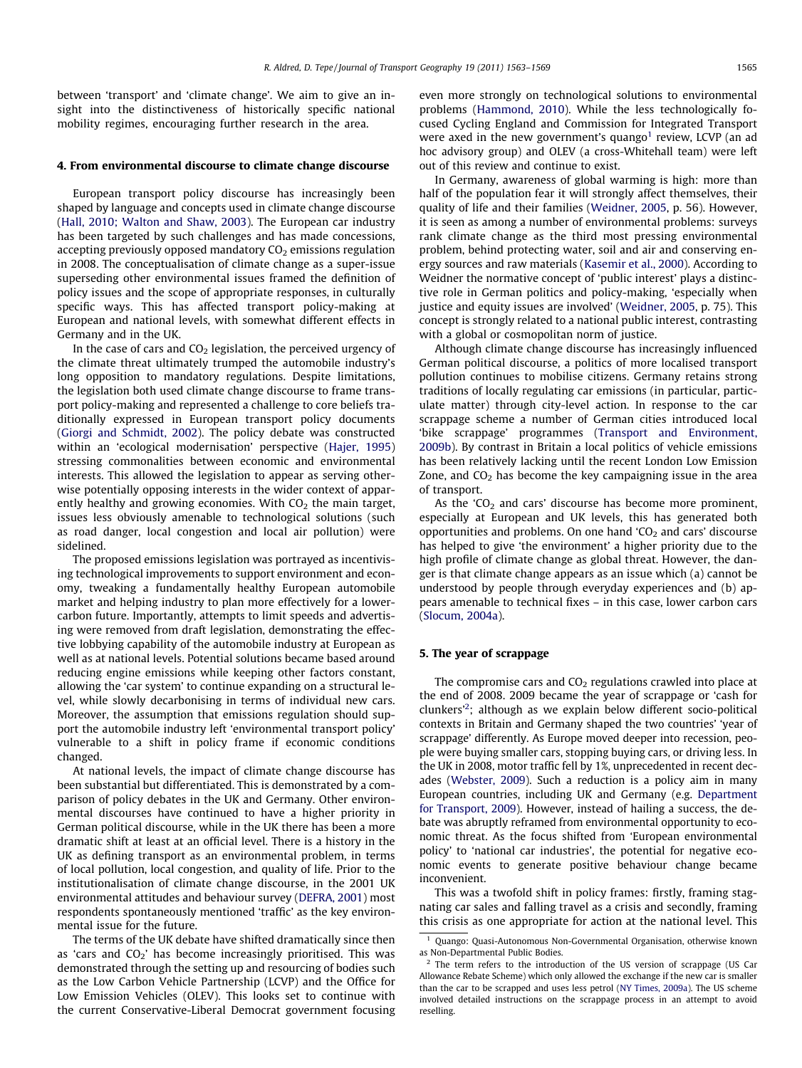between 'transport' and 'climate change'. We aim to give an insight into the distinctiveness of historically specific national mobility regimes, encouraging further research in the area.

## 4. From environmental discourse to climate change discourse

European transport policy discourse has increasingly been shaped by language and concepts used in climate change discourse (Hall, 2010; Walton and Shaw, 2003). The European car industry has been targeted by such challenges and has made concessions, accepting previously opposed mandatory $CO_2$ emissions regulation in 2008. The conceptualisation of climate change as a super-issue superseding other environmental issues framed the definition of policy issues and the scope of appropriate responses, in culturally specific ways. This has affected transport policy-making at European and national levels, with somewhat different effects in Germany and in the UK.

In the case of cars and $CO_2$ legislation, the perceived urgency of the climate threat ultimately trumped the automobile industry's long opposition to mandatory regulations. Despite limitations, the legislation both used climate change discourse to frame transport policy-making and represented a challenge to core beliefs traditionally expressed in European transport policy documents (Giorgi and Schmidt, 2002). The policy debate was constructed within an 'ecological modernisation' perspective (Hajer, 1995) stressing commonalities between economic and environmental interests. This allowed the legislation to appear as serving otherwise potentially opposing interests in the wider context of apparently healthy and growing economies. With $CO_2$ the main target, issues less obviously amenable to technological solutions (such as road danger, local congestion and local air pollution) were sidelined.

The proposed emissions legislation was portrayed as incentivising technological improvements to support environment and economy, tweaking a fundamentally healthy European automobile market and helping industry to plan more effectively for a lower-carbon future. Importantly, attempts to limit speeds and advertising were removed from draft legislation, demonstrating the effective lobbying capability of the automobile industry at European as well as at national levels. Potential solutions became based around reducing engine emissions while keeping other factors constant, allowing the 'car system' to continue expanding on a structural level, while slowly decarbonising in terms of individual new cars. Moreover, the assumption that emissions regulation should support the automobile industry left 'environmental transport policy' vulnerable to a shift in policy frame if economic conditions changed.

At national levels, the impact of climate change discourse has been substantial but differentiated. This is demonstrated by a comparison of policy debates in the UK and Germany. Other environmental discourses have continued to have a higher priority in German political discourse, while in the UK there has been a more dramatic shift at least at an official level. There is a history in the UK as defining transport as an environmental problem, in terms of local pollution, local congestion, and quality of life. Prior to the institutionalisation of climate change discourse, in the 2001 UK environmental attitudes and behaviour survey (DEFRA, 2001) most respondents spontaneously mentioned 'traffic' as the key environmental issue for the future.

The terms of the UK debate have shifted dramatically since then as 'cars and $CO_2$' has become increasingly prioritised. This was demonstrated through the setting up and resourcing of bodies such as the Low Carbon Vehicle Partnership (LCVP) and the Office for Low Emission Vehicles (OLEV). This looks set to continue with the current Conservative-Liberal Democrat government focusing even more strongly on technological solutions to environmental problems (Hammond, 2010). While the less technologically focused Cycling England and Commission for Integrated Transport were axed in the new government's quango[1] review, LCVP (an ad hoc advisory group) and OLEV (a cross-Whitehall team) were left out of this review and continue to exist.

In Germany, awareness of global warming is high: more than half of the population fear it will strongly affect themselves, their quality of life and their families (Weidner, 2005, p. 56). However, it is seen as among a number of environmental problems: surveys rank climate change as the third most pressing environmental problem, behind protecting water, soil and air and conserving energy sources and raw materials (Kasemir et al., 2000). According to Weidner the normative concept of 'public interest' plays a distinctive role in German politics and policy-making, 'especially when justice and equity issues are involved' (Weidner, 2005, p. 75). This concept is strongly related to a national public interest, contrasting with a global or cosmopolitan norm of justice.

Although climate change discourse has increasingly influenced German political discourse, a politics of more localised transport pollution continues to mobilise citizens. Germany retains strong traditions of locally regulating car emissions (in particular, particulate matter) through city-level action. In response to the car scrappage scheme a number of German cities introduced local 'bike scrappage' programmes (Transport and Environment, 2009b). By contrast in Britain a local politics of vehicle emissions has been relatively lacking until the recent London Low Emission Zone, and $CO_2$ has become the key campaigning issue in the area of transport.

As the '$CO_2$ and cars' discourse has become more prominent, especially at European and UK levels, this has generated both opportunities and problems. On one hand '$CO_2$ and cars' discourse has helped to give 'the environment' a higher priority due to the high profile of climate change as global threat. However, the danger is that climate change appears as an issue which (a) cannot be understood by people through everyday experiences and (b) appears amenable to technical fixes – in this case, lower carbon cars (Slocum, 2004a).

## 5. The year of scrappage

The compromise cars and $CO_2$ regulations crawled into place at the end of 2008. 2009 became the year of scrappage or 'cash for clunkers'[2]; although as we explain below different socio-political contexts in Britain and Germany shaped the two countries' 'year of scrappage' differently. As Europe moved deeper into recession, people were buying smaller cars, stopping buying cars, or driving less. In the UK in 2008, motor traffic fell by 1%, unprecedented in recent decades (Webster, 2009). Such a reduction is a policy aim in many European countries, including UK and Germany (e.g. Department for Transport, 2009). However, instead of hailing a success, the debate was abruptly reframed from environmental opportunity to economic threat. As the focus shifted from 'European environmental policy' to 'national car industries', the potential for negative economic events to generate positive behaviour change became inconvenient.

This was a twofold shift in policy frames: firstly, framing stagnating car sales and falling travel as a crisis and secondly, framing this crisis as one appropriate for action at the national level. This

[1] Quango: Quasi-Autonomous Non-Governmental Organisation, otherwise known as Non-Departmental Public Bodies.

[2] The term refers to the introduction of the US version of scrappage (US Car Allowance Rebate Scheme) which only allowed the exchange if the new car is smaller than the car to be scrapped and uses less petrol (NY Times, 2009a). The US scheme involved detailed instructions on the scrappage process in an attempt to avoid reselling.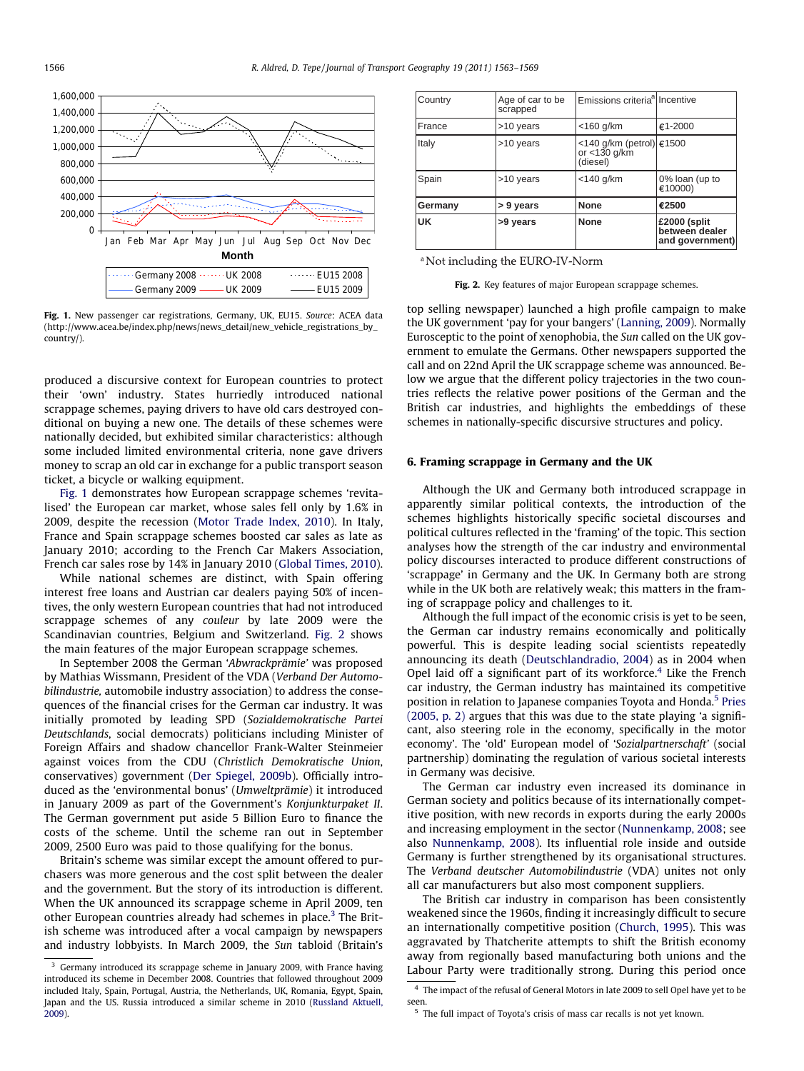Fig. 1. New passenger car registrations, Germany, UK, EU15. *Source*: ACEA data (http://www.acea.be/index.php/news/news_detail/new_vehicle_registrations_by_country/).

produced a discursive context for European countries to protect their 'own' industry. States hurriedly introduced national scrappage schemes, paying drivers to have old cars destroyed conditional on buying a new one. The details of these schemes were nationally decided, but exhibited similar characteristics: although some included limited environmental criteria, none gave drivers money to scrap an old car in exchange for a public transport season ticket, a bicycle or walking equipment.

Fig. 1 demonstrates how European scrappage schemes 'revitalised' the European car market, whose sales fell only by 1.6% in 2009, despite the recession (Motor Trade Index, 2010). In Italy, France and Spain scrappage schemes boosted car sales as late as January 2010; according to the French Car Makers Association, French car sales rose by 14% in January 2010 (Global Times, 2010).

While national schemes are distinct, with Spain offering interest free loans and Austrian car dealers paying 50% of incentives, the only western European countries that had not introduced scrappage schemes of any *couleur* by late 2009 were the Scandinavian countries, Belgium and Switzerland. Fig. 2 shows the main features of the major European scrappage schemes.

In September 2008 the German '*Abwrackprämie*' was proposed by Mathias Wissmann, President of the VDA (*Verband Der Automobilindustrie,* automobile industry association) to address the consequences of the financial crises for the German car industry. It was initially promoted by leading SPD (*Sozialdemokratische Partei Deutschlands*, social democrats) politicians including Minister of Foreign Affairs and shadow chancellor Frank-Walter Steinmeier against voices from the CDU (*Christlich Demokratische Union*, conservatives) government (Der Spiegel, 2009b). Officially introduced as the 'environmental bonus' (*Umweltprämie*) it introduced in January 2009 as part of the Government's *Konjunkturpaket II*. The German government put aside 5 Billion Euro to finance the costs of the scheme. Until the scheme ran out in September 2009, 2500 Euro was paid to those qualifying for the bonus.

Britain's scheme was similar except the amount offered to purchasers was more generous and the cost split between the dealer and the government. But the story of its introduction is different. When the UK announced its scrappage scheme in April 2009, ten other European countries already had schemes in place.[3] The British scheme was introduced after a vocal campaign by newspapers and industry lobbyists. In March 2009, the *Sun* tabloid (Britain's top selling newspaper) launched a high profile campaign to make the UK government 'pay for your bangers' (Lanning, 2009). Normally Eurosceptic to the point of xenophobia, the *Sun* called on the UK government to emulate the Germans. Other newspapers supported the call and on 22nd April the UK scrappage scheme was announced. Below we argue that the different policy trajectories in the two countries reflects the relative power positions of the German and the British car industries, and highlights the embeddings of these schemes in nationally-specific discursive structures and policy.

| Country | Age of car to be scrapped | Emissions criteria[a] | Incentive |
|---|---|---|---|
| France | >10 years | <160 g/km | €1-2000 |
| Italy | >10 years | <140 g/km (petrol) or <130 g/km (diesel) | €1500 |
| Spain | >10 years | <140 g/km | 0% loan (up to €10000) |
| **Germany** | **> 9 years** | **None** | **€2500** |
| **UK** | **>9 years** | **None** | **£2000 (split between dealer and government)** |

[a] Not including the EURO-IV-Norm

Fig. 2. Key features of major European scrappage schemes.

## 6. Framing scrappage in Germany and the UK

Although the UK and Germany both introduced scrappage in apparently similar political contexts, the introduction of the schemes highlights historically specific societal discourses and political cultures reflected in the 'framing' of the topic. This section analyses how the strength of the car industry and environmental policy discourses interacted to produce different constructions of 'scrappage' in Germany and the UK. In Germany both are strong while in the UK both are relatively weak; this matters in the framing of scrappage policy and challenges to it.

Although the full impact of the economic crisis is yet to be seen, the German car industry remains economically and politically powerful. This is despite leading social scientists repeatedly announcing its death (Deutschlandradio, 2004) as in 2004 when Opel laid off a significant part of its workforce.[4] Like the French car industry, the German industry has maintained its competitive position in relation to Japanese companies Toyota and Honda.[5] Pries (2005, p. 2) argues that this was due to the state playing 'a significant, also steering role in the economy, specifically in the motor economy'. The 'old' European model of '*Sozialpartnerschaft*' (social partnership) dominating the regulation of various societal interests in Germany was decisive.

The German car industry even increased its dominance in German society and politics because of its internationally competitive position, with new records in exports during the early 2000s and increasing employment in the sector (Nunnenkamp, 2008; see also Nunnenkamp, 2008). Its influential role inside and outside Germany is further strengthened by its organisational structures. The *Verband deutscher Automobilindustrie* (VDA) unites not only all car manufacturers but also most component suppliers.

The British car industry in comparison has been consistently weakened since the 1960s, finding it increasingly difficult to secure an internationally competitive position (Church, 1995). This was aggravated by Thatcherite attempts to shift the British economy away from regionally based manufacturing both unions and the Labour Party were traditionally strong. During this period once

[3] Germany introduced its scrappage scheme in January 2009, with France having introduced its scheme in December 2008. Countries that followed throughout 2009 included Italy, Spain, Portugal, Austria, the Netherlands, UK, Romania, Egypt, Spain, Japan and the US. Russia introduced a similar scheme in 2010 (Russland Aktuell, 2009).

[4] The impact of the refusal of General Motors in late 2009 to sell Opel have yet to be seen.

[5] The full impact of Toyota's crisis of mass car recalls is not yet known.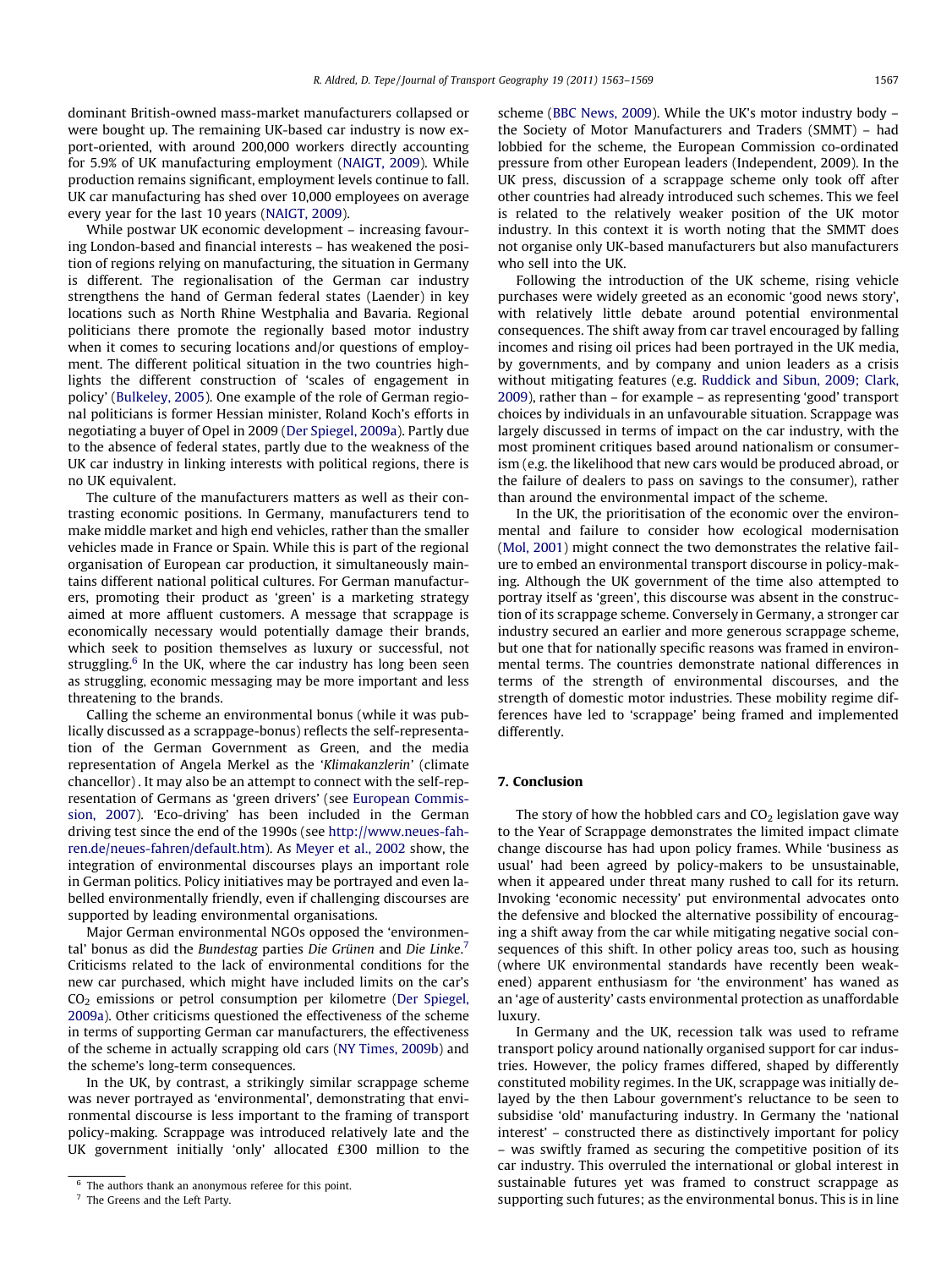dominant British-owned mass-market manufacturers collapsed or were bought up. The remaining UK-based car industry is now export-oriented, with around 200,000 workers directly accounting for 5.9% of UK manufacturing employment (NAIGT, 2009). While production remains significant, employment levels continue to fall. UK car manufacturing has shed over 10,000 employees on average every year for the last 10 years (NAIGT, 2009).

While postwar UK economic development – increasing favouring London-based and financial interests – has weakened the position of regions relying on manufacturing, the situation in Germany is different. The regionalisation of the German car industry strengthens the hand of German federal states (Laender) in key locations such as North Rhine Westphalia and Bavaria. Regional politicians there promote the regionally based motor industry when it comes to securing locations and/or questions of employment. The different political situation in the two countries highlights the different construction of 'scales of engagement in policy' (Bulkeley, 2005). One example of the role of German regional politicians is former Hessian minister, Roland Koch's efforts in negotiating a buyer of Opel in 2009 (Der Spiegel, 2009a). Partly due to the absence of federal states, partly due to the weakness of the UK car industry in linking interests with political regions, there is no UK equivalent.

The culture of the manufacturers matters as well as their contrasting economic positions. In Germany, manufacturers tend to make middle market and high end vehicles, rather than the smaller vehicles made in France or Spain. While this is part of the regional organisation of European car production, it simultaneously maintains different national political cultures. For German manufacturers, promoting their product as 'green' is a marketing strategy aimed at more affluent customers. A message that scrappage is economically necessary would potentially damage their brands, which seek to position themselves as luxury or successful, not struggling.[6] In the UK, where the car industry has long been seen as struggling, economic messaging may be more important and less threatening to the brands.

Calling the scheme an environmental bonus (while it was publically discussed as a scrappage-bonus) reflects the self-representation of the German Government as Green, and the media representation of Angela Merkel as the '*Klimakanzlerin*' (climate chancellor) . It may also be an attempt to connect with the self-representation of Germans as 'green drivers' (see European Commission, 2007). 'Eco-driving' has been included in the German driving test since the end of the 1990s (see http://www.neues-fahren.de/neues-fahren/default.htm). As Meyer et al., 2002 show, the integration of environmental discourses plays an important role in German politics. Policy initiatives may be portrayed and even labelled environmentally friendly, even if challenging discourses are supported by leading environmental organisations.

Major German environmental NGOs opposed the 'environmental' bonus as did the *Bundestag* parties *Die Grünen* and *Die Linke*.[7] Criticisms related to the lack of environmental conditions for the new car purchased, which might have included limits on the car's $CO_2$ emissions or petrol consumption per kilometre (Der Spiegel, 2009a). Other criticisms questioned the effectiveness of the scheme in terms of supporting German car manufacturers, the effectiveness of the scheme in actually scrapping old cars (NY Times, 2009b) and the scheme's long-term consequences.

In the UK, by contrast, a strikingly similar scrappage scheme was never portrayed as 'environmental', demonstrating that environmental discourse is less important to the framing of transport policy-making. Scrappage was introduced relatively late and the UK government initially 'only' allocated £300 million to the scheme (BBC News, 2009). While the UK's motor industry body – the Society of Motor Manufacturers and Traders (SMMT) – had lobbied for the scheme, the European Commission co-ordinated pressure from other European leaders (Independent, 2009). In the UK press, discussion of a scrappage scheme only took off after other countries had already introduced such schemes. This we feel is related to the relatively weaker position of the UK motor industry. In this context it is worth noting that the SMMT does not organise only UK-based manufacturers but also manufacturers who sell into the UK.

Following the introduction of the UK scheme, rising vehicle purchases were widely greeted as an economic 'good news story', with relatively little debate around potential environmental consequences. The shift away from car travel encouraged by falling incomes and rising oil prices had been portrayed in the UK media, by governments, and by company and union leaders as a crisis without mitigating features (e.g. Ruddick and Sibun, 2009; Clark, 2009), rather than – for example – as representing 'good' transport choices by individuals in an unfavourable situation. Scrappage was largely discussed in terms of impact on the car industry, with the most prominent critiques based around nationalism or consumerism (e.g. the likelihood that new cars would be produced abroad, or the failure of dealers to pass on savings to the consumer), rather than around the environmental impact of the scheme.

In the UK, the prioritisation of the economic over the environmental and failure to consider how ecological modernisation (Mol, 2001) might connect the two demonstrates the relative failure to embed an environmental transport discourse in policy-making. Although the UK government of the time also attempted to portray itself as 'green', this discourse was absent in the construction of its scrappage scheme. Conversely in Germany, a stronger car industry secured an earlier and more generous scrappage scheme, but one that for nationally specific reasons was framed in environmental terms. The countries demonstrate national differences in terms of the strength of environmental discourses, and the strength of domestic motor industries. These mobility regime differences have led to 'scrappage' being framed and implemented differently.

## 7. Conclusion

The story of how the hobbled cars and $CO_2$ legislation gave way to the Year of Scrappage demonstrates the limited impact climate change discourse has had upon policy frames. While 'business as usual' had been agreed by policy-makers to be unsustainable, when it appeared under threat many rushed to call for its return. Invoking 'economic necessity' put environmental advocates onto the defensive and blocked the alternative possibility of encouraging a shift away from the car while mitigating negative social consequences of this shift. In other policy areas too, such as housing (where UK environmental standards have recently been weakened) apparent enthusiasm for 'the environment' has waned as an 'age of austerity' casts environmental protection as unaffordable luxury.

In Germany and the UK, recession talk was used to reframe transport policy around nationally organised support for car industries. However, the policy frames differed, shaped by differently constituted mobility regimes. In the UK, scrappage was initially delayed by the then Labour government's reluctance to be seen to subsidise 'old' manufacturing industry. In Germany the 'national interest' – constructed there as distinctively important for policy – was swiftly framed as securing the competitive position of its car industry. This overruled the international or global interest in sustainable futures yet was framed to construct scrappage as supporting such futures; as the environmental bonus. This is in line

[6] The authors thank an anonymous referee for this point.

[7] The Greens and the Left Party.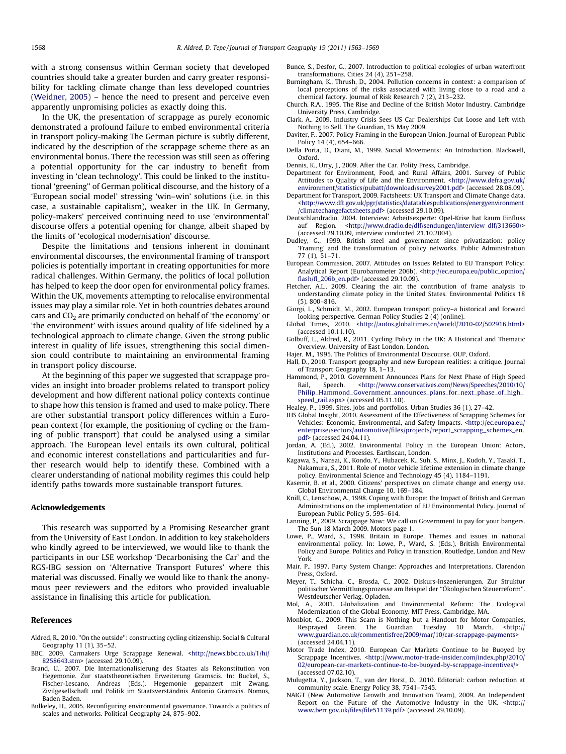with a strong consensus within German society that developed countries should take a greater burden and carry greater responsibility for tackling climate change than less developed countries (Weidner, 2005) – hence the need to present and perceive even apparently unpromising policies as exactly doing this.

In the UK, the presentation of scrappage as purely economic demonstrated a profound failure to embed environmental criteria in transport policy-making The German picture is subtly different, indicated by the description of the scrappage scheme there as an environmental bonus. There the recession was still seen as offering a potential opportunity for the car industry to benefit from investing in 'clean technology'. This could be linked to the institutional 'greening'' of German political discourse, and the history of a 'European social model' stressing 'win–win' solutions (i.e. in this case, a sustainable capitalism), weaker in the UK. In Germany, policy-makers' perceived continuing need to use 'environmental' discourse offers a potential opening for change, albeit shaped by the limits of 'ecological modernisation' discourse.

Despite the limitations and tensions inherent in dominant environmental discourses, the environmental framing of transport policies is potentially important in creating opportunities for more radical challenges. Within Germany, the politics of local pollution has helped to keep the door open for environmental policy frames. Within the UK, movements attempting to relocalise environmental issues may play a similar role. Yet in both countries debates around cars and $CO_2$ are primarily conducted on behalf of 'the economy' or 'the environment' with issues around quality of life sidelined by a technological approach to climate change. Given the strong public interest in quality of life issues, strengthening this social dimension could contribute to maintaining an environmental framing in transport policy discourse.

At the beginning of this paper we suggested that scrappage provides an insight into broader problems related to transport policy development and how different national policy contexts continue to shape how this tension is framed and used to make policy. There are other substantial transport policy differences within a European context (for example, the positioning of cycling or the framing of public transport) that could be analysed using a similar approach. The European level entails its own cultural, political and economic interest constellations and particularities and further research would help to identify these. Combined with a clearer understanding of national mobility regimes this could help identify paths towards more sustainable transport futures.

## Acknowledgements

This research was supported by a Promising Researcher grant from the University of East London. In addition to key stakeholders who kindly agreed to be interviewed, we would like to thank the participants in our LSE workshop 'Decarbonising the Car' and the RGS-IBG session on 'Alternative Transport Futures' where this material was discussed. Finally we would like to thank the anonymous peer reviewers and the editors who provided invaluable assistance in finalising this article for publication.

## References

Aldred, R., 2010. ''On the outside'': constructing cycling citizenship. Social & Cultural Geography 11 (1), 35–52.

BBC, 2009. Carmakers Urge Scrappage Renewal. <http://news.bbc.co.uk/1/hi/8258643.stm> (accessed 29.10.09).

Brand, U., 2007. Die Internationalisierung des Staates als Rekonstitution von Hegemonie. Zur staatstheoretischen Erweiterung Gramscis. In: Buckel, S., Fischer-Lescano, Andreas (Eds.), Hegemonie gepanzert mit Zwang. Zivilgesellschaft und Politik im Staatsverständnis Antonio Gramscis. Nomos, Baden Baden.

Bulkeley, H., 2005. Reconfiguring environmental governance. Towards a politics of scales and networks. Political Geography 24, 875–902.

Bunce, S., Desfor, G., 2007. Introduction to political ecologies of urban waterfront transformations. Cities 24 (4), 251–258.

Burningham, K., Thrush, D., 2004. Pollution concerns in context: a comparison of local perceptions of the risks associated with living close to a road and a chemical factory. Journal of Risk Research 7 (2), 213–232.

Church, R.A., 1995. The Rise and Decline of the British Motor Industry. Cambridge University Press, Cambridge.

Clark, A., 2009. Industry Crisis Sees US Car Dealerships Cut Loose and Left with Nothing to Sell. The Guardian, 15 May 2009.

Daviter, F., 2007. Policy Framing in the European Union. Journal of European Public Policy 14 (4), 654–666.

Della Porta, D., Diani, M., 1999. Social Movements: An Introduction. Blackwell, Oxford.

Dennis, K., Urry, J., 2009. After the Car. Polity Press, Cambridge.

Department for Environment, Food, and Rural Affairs, 2001. Survey of Public Attitudes to Quality of Life and the Environment. <http://www.defra.gov.uk/environment/statistics/pubatt/download/survey2001.pdf> (accessed 28.08.09).

Department for Transport, 2009. Factsheets: UK Transport and Climate Change data. <http://www.dft.gov.uk/pgr/statistics/datatablespublications/energyenvironment/climatechangefactsheets.pdf> (accessed 29.10.09).

Deutschlandradio, 2004. Interview: Arbeitsexperte: Opel-Krise hat kaum Einfluss auf Region. <http://www.dradio.de/dlf/sendungen/interview_dlf/313660/> (accessed 29.10.09, interview conducted 21.10.2004).

Dudley, G., 1999. British steel and government since privatization: policy 'Framing' and the transformation of policy networks. Public Administration 77 (1), 51–71.

European Commission, 2007. Attitudes on Issues Related to EU Transport Policy: Analytical Report (Eurobarometer 206b). <http://ec.europa.eu/public_opinion/flash/fl_206b_en.pdf> (accessed 29.10.09).

Fletcher, A.L., 2009. Clearing the air: the contribution of frame analysis to understanding climate policy in the United States. Environmental Politics 18 (5), 800–816.

Giorgi, L., Schmidt, M., 2002. European transport policy–a historical and forward looking perspective. German Policy Studies 2 (4) (online).

Global Times, 2010. <http://autos.globaltimes.cn/world/2010-02/502916.html> (accessed 10.11.10).

Golbuff, L., Aldred, R., 2011. Cycling Policy in the UK: A Historical and Thematic Overview. University of East London, London.

Hajer, M., 1995. The Politics of Environmental Discourse. OUP, Oxford.

Hall, D., 2010. Transport geography and new European realities: a critique. Journal of Transport Geography 18, 1–13.

Hammond, P., 2010. Government Announces Plans for Next Phase of High Speed Rail, Speech. <http://www.conservatives.com/News/Speeches/2010/10/Philip_Hammond_Government_announces_plans_for_next_phase_of_high_speed_rail.aspx> (accessed 05.11.10).

Healey, P., 1999. Sites, jobs and portfolios. Urban Studies 36 (1), 27–42.

IHS Global Insight, 2010. Assessment of the Effectiveness of Scrapping Schemes for Vehicles: Economic, Environmental, and Safety Impacts. <http://ec.europa.eu/enterprise/sectors/automotive/files/projects/report_scrapping_schemes_en.pdf> (accessed 24.04.11).

Jordan, A. (Ed.), 2002. Environmental Policy in the European Union: Actors, Institutions and Processes. Earthscan, London.

Kagawa, S., Nansai, K., Kondo, Y., Hubacek, K., Suh, S., Minx, J., Kudoh, Y., Tasaki, T., Nakamura, S., 2011. Role of motor vehicle lifetime extension in climate change policy. Environmental Science and Technology 45 (4), 1184–1191.

Kasemir, B. et al., 2000. Citizens' perspectives on climate change and energy use. Global Environmental Change 10, 169–184.

Knill, C., Lenschow, A., 1998. Coping with Europe: the Impact of British and German Administrations on the implementation of EU Environmental Policy. Journal of European Public Policy 5, 595–614.

Lanning, P., 2009. Scrappage Now: We call on Government to pay for your bangers. The Sun 18 March 2009. Motors page 1.

Lowe, P., Ward, S., 1998. Britain in Europe. Themes and issues in national environmental policy. In: Lowe, P., Ward, S. (Eds.), British Environmental Policy and Europe. Politics and Policy in transition. Routledge, London and New York.

Mair, P., 1997. Party System Change: Approaches and Interpretations. Clarendon Press, Oxford.

Meyer, T., Schicha, C., Brosda, C., 2002. Diskurs-Inszenierungen. Zur Struktur politischer Vermittlungsprozesse am Beispiel der ''Ökologischen Steuerreform''. Westdeutscher Verlag, Opladen.

Mol, A., 2001. Globalization and Environmental Reform: The Ecological Modernization of the Global Economy. MIT Press, Cambridge, MA.

Monbiot, G., 2009. This Scam is Nothing but a Handout for Motor Companies, Resprayed Green. The Guardian Tuesday 10 March. <http://www.guardian.co.uk/commentisfree/2009/mar/10/car-scrappage-payments> (accessed 24.04.11).

Motor Trade Index, 2010. European Car Markets Continue to be Buoyed by Scrappage Incentives. <http://www.motor-trade-insider.com/index.php/2010/02/european-car-markets-continue-to-be-buoyed-by-scrappage-incentives/> (accessed 07.02.10).

Mulugetta, Y., Jackson, T., van der Horst, D., 2010. Editorial: carbon reduction at community scale. Energy Policy 38, 7541–7545.

NAIGT (New Automotive Growth and Innovation Team), 2009. An Independent Report on the Future of the Automotive Industry in the UK. <http://www.berr.gov.uk/files/file51139.pdf> (accessed 29.10.09).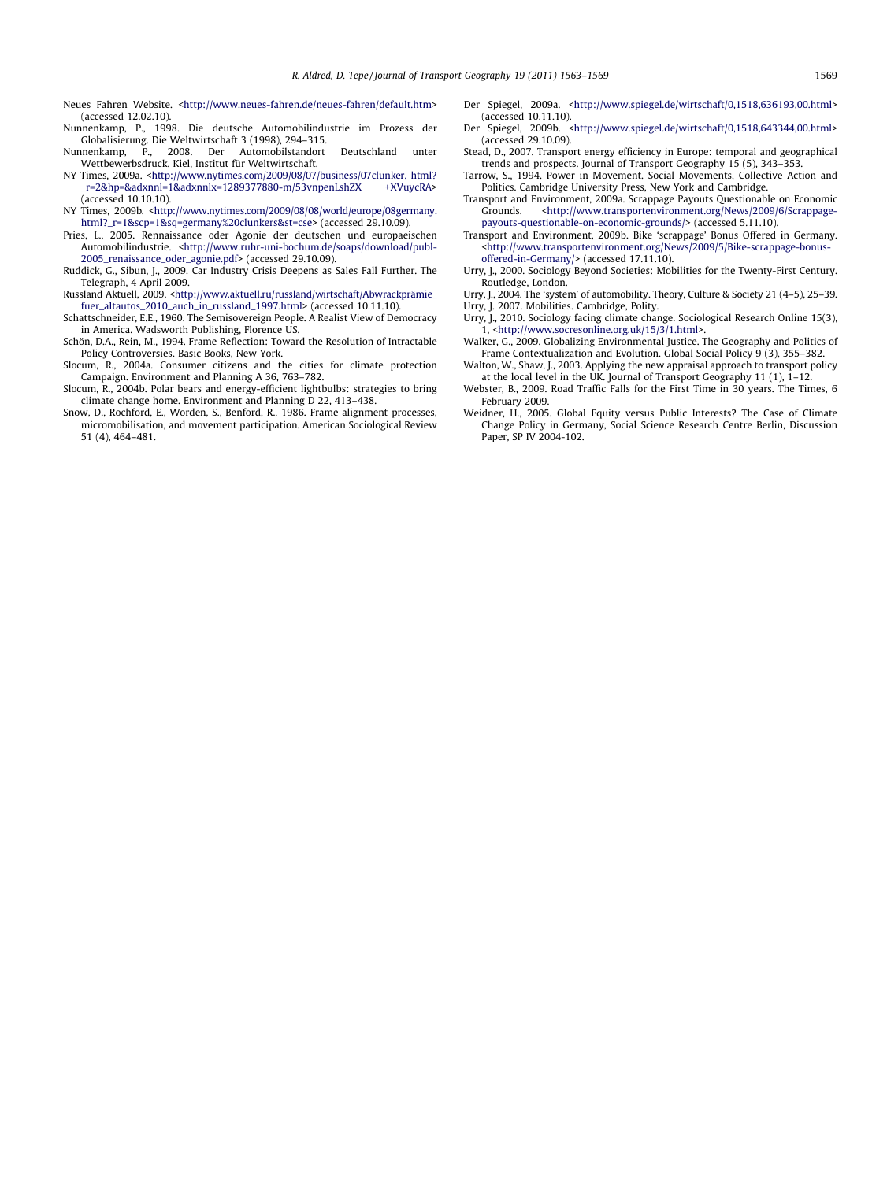Neues Fahren Website. <http://www.neues-fahren.de/neues-fahren/default.htm> (accessed 12.02.10).

Nunnenkamp, P., 1998. Die deutsche Automobilindustrie im Prozess der Globalisierung. Die Weltwirtschaft 3 (1998), 294–315.

Nunnenkamp, P., 2008. Der Automobilstandort Deutschland unter Wettbewerbsdruck. Kiel, Institut für Weltwirtschaft.

NY Times, 2009a. <http://www.nytimes.com/2009/08/07/business/07clunker. html?_r=2&hp=&adxnnl=1&adxnnlx=1289377880-m/53vnpenLshZX +XVuycRA> (accessed 10.10.10).

NY Times, 2009b. <http://www.nytimes.com/2009/08/08/world/europe/08germany. html?_r=1&scp=1&sq=germany%20clunkers&st=cse> (accessed 29.10.09).

Pries, L., 2005. Rennaissance oder Agonie der deutschen und europaeischen Automobilindustrie. <http://www.ruhr-uni-bochum.de/soaps/download/publ-2005_renaissance_oder_agonie.pdf> (accessed 29.10.09).

Ruddick, G., Sibun, J., 2009. Car Industry Crisis Deepens as Sales Fall Further. The Telegraph, 4 April 2009.

Russland Aktuell, 2009. <http://www.aktuell.ru/russland/wirtschaft/Abwrackprämie_fuer_altautos_2010_auch_in_russland_1997.html> (accessed 10.11.10).

Schattschneider, E.E., 1960. The Semisovereign People. A Realist View of Democracy in America. Wadsworth Publishing, Florence US.

Schön, D.A., Rein, M., 1994. Frame Reflection: Toward the Resolution of Intractable Policy Controversies. Basic Books, New York.

Slocum, R., 2004a. Consumer citizens and the cities for climate protection Campaign. Environment and Planning A 36, 763–782.

Slocum, R., 2004b. Polar bears and energy-efficient lightbulbs: strategies to bring climate change home. Environment and Planning D 22, 413–438.

Snow, D., Rochford, E., Worden, S., Benford, R., 1986. Frame alignment processes, micromobilisation, and movement participation. American Sociological Review 51 (4), 464–481.

Der Spiegel, 2009a. <http://www.spiegel.de/wirtschaft/0,1518,636193,00.html> (accessed 10.11.10).

Der Spiegel, 2009b. <http://www.spiegel.de/wirtschaft/0,1518,643344,00.html> (accessed 29.10.09).

Stead, D., 2007. Transport energy efficiency in Europe: temporal and geographical trends and prospects. Journal of Transport Geography 15 (5), 343–353.

Tarrow, S., 1994. Power in Movement. Social Movements, Collective Action and Politics. Cambridge University Press, New York and Cambridge.

Transport and Environment, 2009a. Scrappage Payouts Questionable on Economic Grounds. <http://www.transportenvironment.org/News/2009/6/Scrappage-payouts-questionable-on-economic-grounds/> (accessed 5.11.10).

Transport and Environment, 2009b. Bike 'scrappage' Bonus Offered in Germany. <http://www.transportenvironment.org/News/2009/5/Bike-scrappage-bonus-offered-in-Germany/> (accessed 17.11.10).

Urry, J., 2000. Sociology Beyond Societies: Mobilities for the Twenty-First Century. Routledge, London.

Urry, J., 2004. The 'system' of automobility. Theory, Culture & Society 21 (4–5), 25–39.

Urry, J. 2007. Mobilities. Cambridge, Polity.

Urry, J., 2010. Sociology facing climate change. Sociological Research Online 15(3), 1, <http://www.socresonline.org.uk/15/3/1.html>.

Walker, G., 2009. Globalizing Environmental Justice. The Geography and Politics of Frame Contextualization and Evolution. Global Social Policy 9 (3), 355–382.

Walton, W., Shaw, J., 2003. Applying the new appraisal approach to transport policy at the local level in the UK. Journal of Transport Geography 11 (1), 1–12.

Webster, B., 2009. Road Traffic Falls for the First Time in 30 years. The Times, 6 February 2009.

Weidner, H., 2005. Global Equity versus Public Interests? The Case of Climate Change Policy in Germany, Social Science Research Centre Berlin, Discussion Paper, SP IV 2004-102.